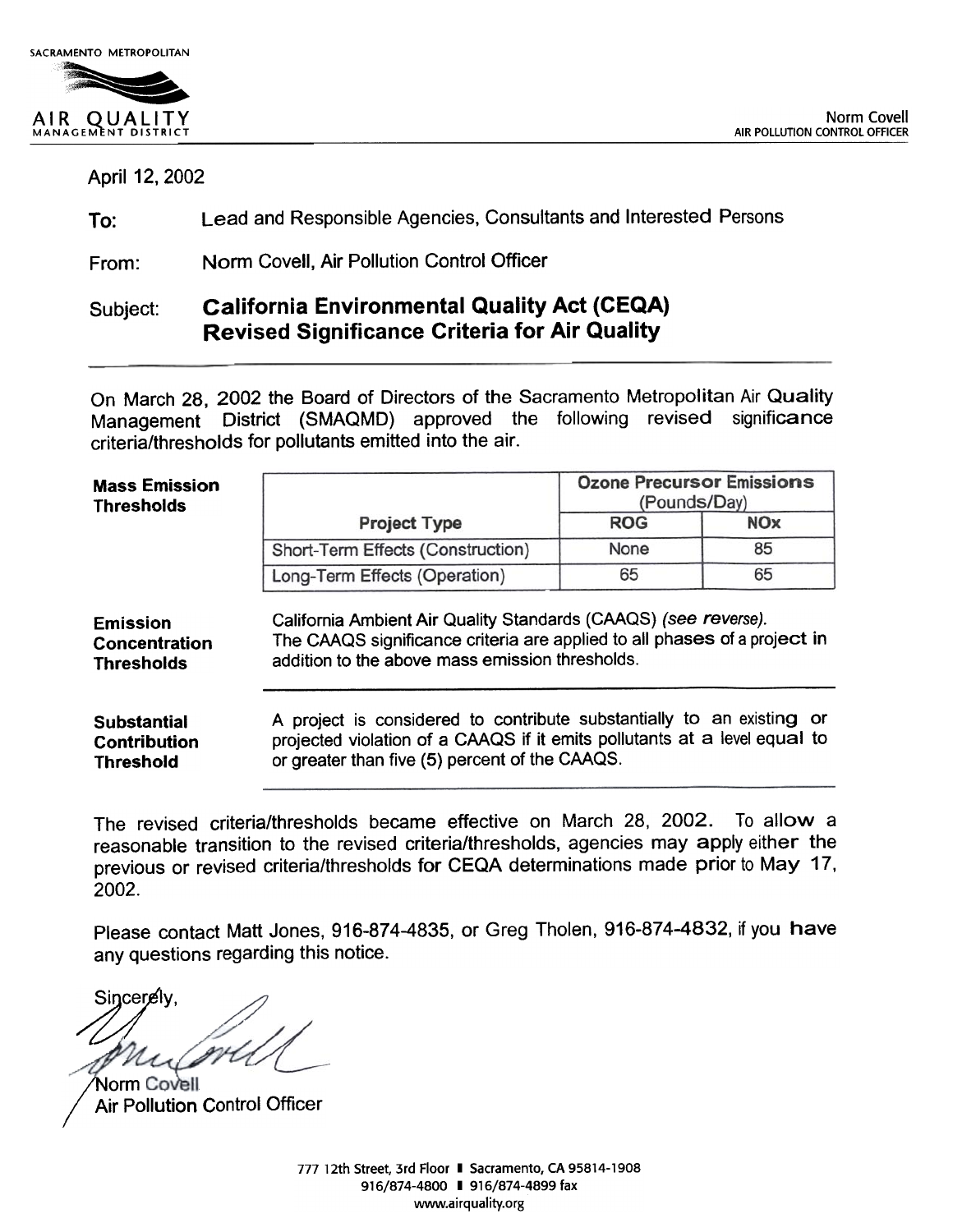SACRAMENTO METROPOLITAN

AIR QUALITY MANAGEMENT DISTRICT

Norm Covell
AIR POLLUTION CONTROL OFFICER

April 12, 2002

**To:** Lead and Responsible Agencies, Consultants and Interested Persons

**From:** Norm Covell, Air Pollution Control Officer

**Subject:** **California Environmental Quality Act (CEQA) Revised Significance Criteria for Air Quality**

---

On March 28, 2002 the Board of Directors of the Sacramento Metropolitan Air Quality Management District (SMAQMD) approved the following revised significance criteria/thresholds for pollutants emitted into the air.

**Mass Emission Thresholds**

| Project Type | Ozone Precursor Emissions (Pounds/Day) | |
|---|---|---|
| | ROG | NOx |
| Short-Term Effects (Construction) | None | 85 |
| Long-Term Effects (Operation) | 65 | 65 |

**Emission Concentration Thresholds**

California Ambient Air Quality Standards (CAAQS) *(see reverse)*. The CAAQS significance criteria are applied to all phases of a project in addition to the above mass emission thresholds.

**Substantial Contribution Threshold**

A project is considered to contribute substantially to an existing or projected violation of a CAAQS if it emits pollutants at a level equal to or greater than five (5) percent of the CAAQS.

---

The revised criteria/thresholds became effective on March 28, 2002. To allow a reasonable transition to the revised criteria/thresholds, agencies may apply either the previous or revised criteria/thresholds for CEQA determinations made prior to May 17, 2002.

Please contact Matt Jones, 916-874-4835, or Greg Tholen, 916-874-4832, if you have any questions regarding this notice.

Sincerely,

Norm Covell
Air Pollution Control Officer

777 12th Street, 3rd Floor ▮ Sacramento, CA 95814-1908
916/874-4800 ▮ 916/874-4899 fax
www.airquality.org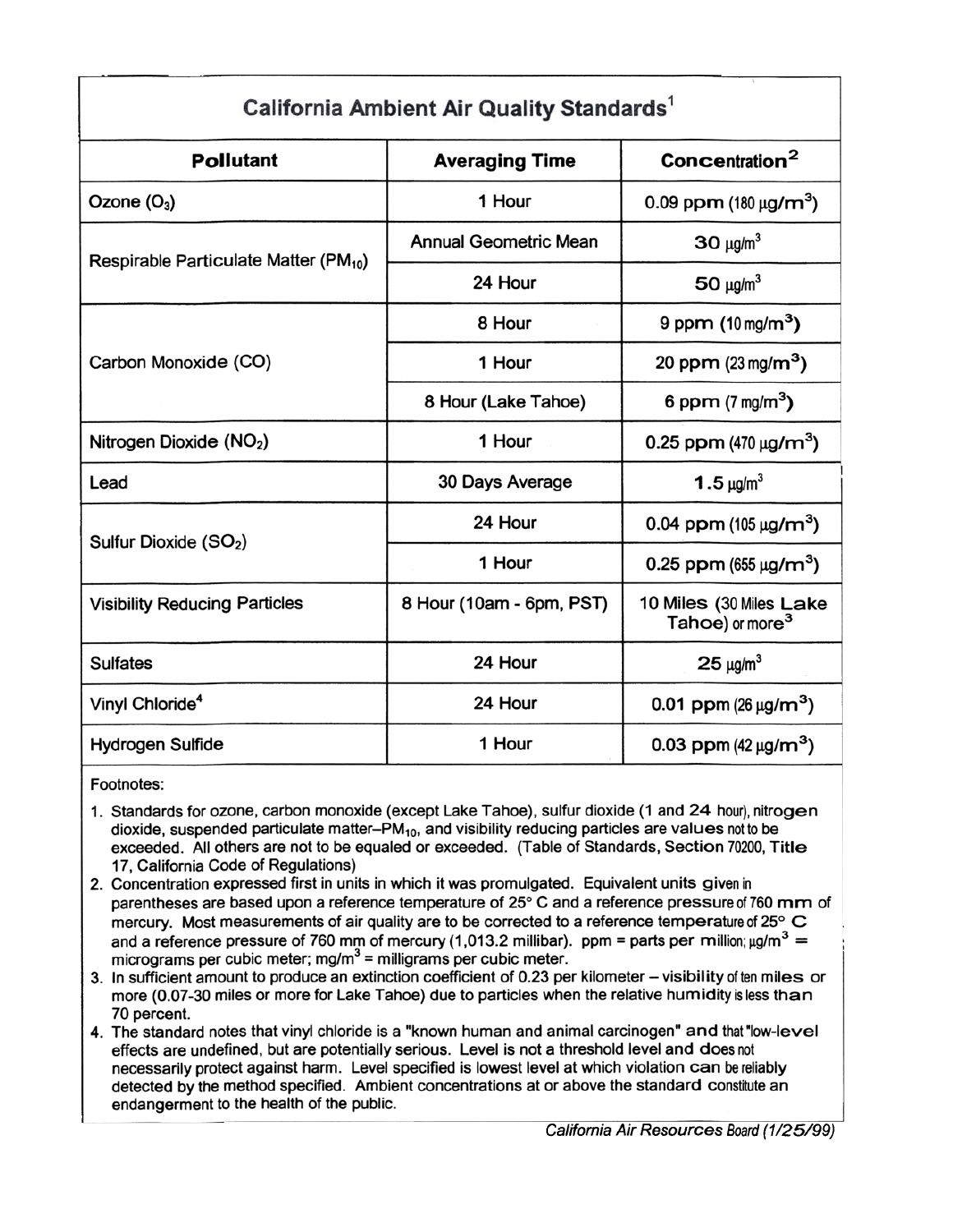# California Ambient Air Quality Standards[1]

| Pollutant | Averaging Time | Concentration[2] |
|---|---|---|
| Ozone ($O_3$) | 1 Hour | 0.09 ppm (180 μg/m$^3$) |
| Respirable Particulate Matter ($PM_{10}$) | Annual Geometric Mean | 30 μg/m$^3$ |
| | 24 Hour | 50 μg/m$^3$ |
| Carbon Monoxide (CO) | 8 Hour | 9 ppm (10 mg/m$^3$) |
| | 1 Hour | 20 ppm (23 mg/m$^3$) |
| | 8 Hour (Lake Tahoe) | 6 ppm (7 mg/m$^3$) |
| Nitrogen Dioxide ($NO_2$) | 1 Hour | 0.25 ppm (470 μg/m$^3$) |
| Lead | 30 Days Average | 1.5 μg/m$^3$ |
| Sulfur Dioxide ($SO_2$) | 24 Hour | 0.04 ppm (105 μg/m$^3$) |
| | 1 Hour | 0.25 ppm (655 μg/m$^3$) |
| Visibility Reducing Particles | 8 Hour (10am - 6pm, PST) | 10 Miles (30 Miles Lake Tahoe) or more[3] |
| Sulfates | 24 Hour | 25 μg/m$^3$ |
| Vinyl Chloride[4] | 24 Hour | 0.01 ppm (26 μg/m$^3$) |
| Hydrogen Sulfide | 1 Hour | 0.03 ppm (42 μg/m$^3$) |

Footnotes:

1. Standards for ozone, carbon monoxide (except Lake Tahoe), sulfur dioxide (1 and 24 hour), nitrogen dioxide, suspended particulate matter–$PM_{10}$, and visibility reducing particles are values not to be exceeded. All others are not to be equaled or exceeded. (Table of Standards, Section 70200, Title 17, California Code of Regulations)
2. Concentration expressed first in units in which it was promulgated. Equivalent units given in parentheses are based upon a reference temperature of 25° C and a reference pressure of 760 mm of mercury. Most measurements of air quality are to be corrected to a reference temperature of 25° C and a reference pressure of 760 mm of mercury (1,013.2 millibar). ppm = parts per million; μg/m$^3$ = micrograms per cubic meter; mg/m$^3$ = milligrams per cubic meter.
3. In sufficient amount to produce an extinction coefficient of 0.23 per kilometer – visibility of ten miles or more (0.07-30 miles or more for Lake Tahoe) due to particles when the relative humidity is less than 70 percent.
4. The standard notes that vinyl chloride is a "known human and animal carcinogen" and that "low-level effects are undefined, but are potentially serious. Level is not a threshold level and does not necessarily protect against harm. Level specified is lowest level at which violation can be reliably detected by the method specified. Ambient concentrations at or above the standard constitute an endangerment to the health of the public.

*California Air Resources Board (1/25/99)*